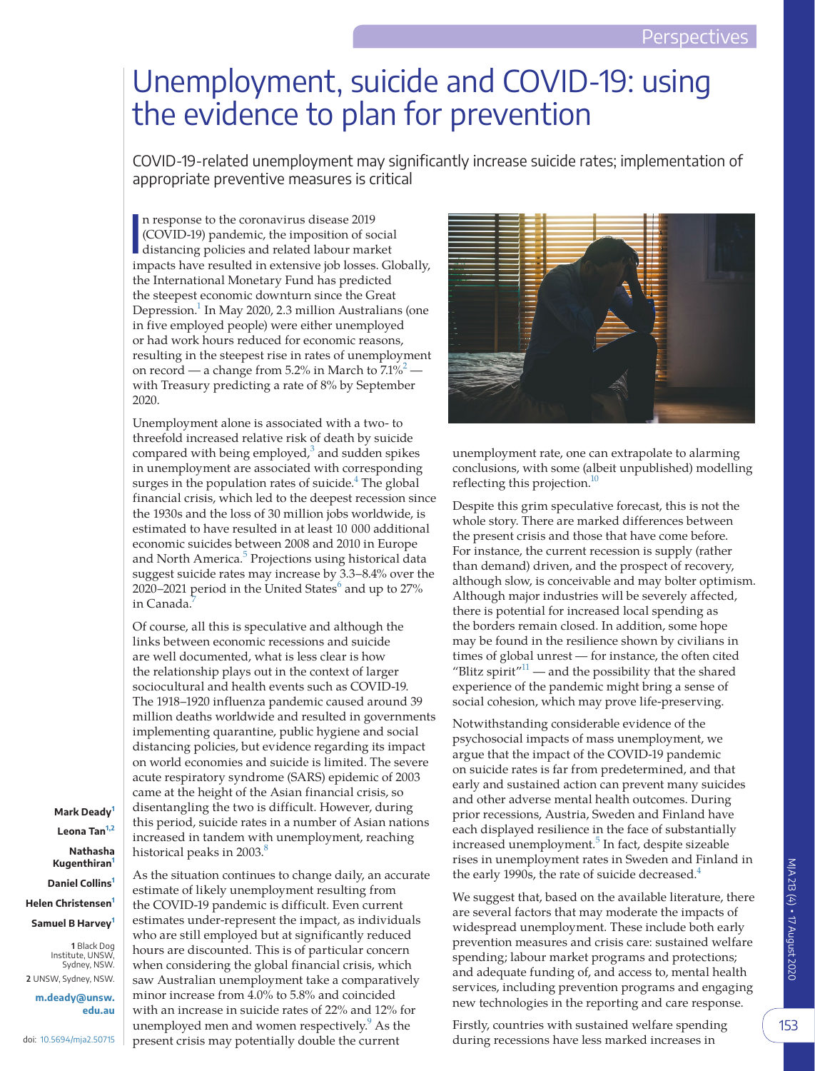# Unemployment, suicide and COVID-19: using the evidence to plan for prevention

COVID-19-related unemployment may significantly increase suicide rates; implementation of appropriate preventive measures is critical

Mark Deady[1]
Leona Tan[1,2]
Nathasha Kugenthiran[1]
Daniel Collins[1]
Helen Christensen[1]
Samuel B Harvey[1]

1 Black Dog Institute, UNSW, Sydney, NSW.
2 UNSW, Sydney, NSW.

m.deady@unsw.edu.au

doi: 10.5694/mja2.50715

In response to the coronavirus disease 2019 (COVID-19) pandemic, the imposition of social distancing policies and related labour market impacts have resulted in extensive job losses. Globally, the International Monetary Fund has predicted the steepest economic downturn since the Great Depression.[1] In May 2020, 2.3 million Australians (one in five employed people) were either unemployed or had work hours reduced for economic reasons, resulting in the steepest rise in rates of unemployment on record — a change from 5.2% in March to 7.1%[2] — with Treasury predicting a rate of 8% by September 2020.

Unemployment alone is associated with a two- to threefold increased relative risk of death by suicide compared with being employed,[3] and sudden spikes in unemployment are associated with corresponding surges in the population rates of suicide.[4] The global financial crisis, which led to the deepest recession since the 1930s and the loss of 30 million jobs worldwide, is estimated to have resulted in at least 10 000 additional economic suicides between 2008 and 2010 in Europe and North America.[5] Projections using historical data suggest suicide rates may increase by 3.3–8.4% over the 2020–2021 period in the United States[6] and up to 27% in Canada.[7]

Of course, all this is speculative and although the links between economic recessions and suicide are well documented, what is less clear is how the relationship plays out in the context of larger sociocultural and health events such as COVID-19. The 1918–1920 influenza pandemic caused around 39 million deaths worldwide and resulted in governments implementing quarantine, public hygiene and social distancing policies, but evidence regarding its impact on world economies and suicide is limited. The severe acute respiratory syndrome (SARS) epidemic of 2003 came at the height of the Asian financial crisis, so disentangling the two is difficult. However, during this period, suicide rates in a number of Asian nations increased in tandem with unemployment, reaching historical peaks in 2003.[8]

As the situation continues to change daily, an accurate estimate of likely unemployment resulting from the COVID-19 pandemic is difficult. Even current estimates under-represent the impact, as individuals who are still employed but at significantly reduced hours are discounted. This is of particular concern when considering the global financial crisis, which saw Australian unemployment take a comparatively minor increase from 4.0% to 5.8% and coincided with an increase in suicide rates of 22% and 12% for unemployed men and women respectively.[9] As the present crisis may potentially double the current unemployment rate, one can extrapolate to alarming conclusions, with some (albeit unpublished) modelling reflecting this projection.[10]

Despite this grim speculative forecast, this is not the whole story. There are marked differences between the present crisis and those that have come before. For instance, the current recession is supply (rather than demand) driven, and the prospect of recovery, although slow, is conceivable and may bolter optimism. Although major industries will be severely affected, there is potential for increased local spending as the borders remain closed. In addition, some hope may be found in the resilience shown by civilians in times of global unrest — for instance, the often cited "Blitz spirit"[11] — and the possibility that the shared experience of the pandemic might bring a sense of social cohesion, which may prove life-preserving.

Notwithstanding considerable evidence of the psychosocial impacts of mass unemployment, we argue that the impact of the COVID-19 pandemic on suicide rates is far from predetermined, and that early and sustained action can prevent many suicides and other adverse mental health outcomes. During prior recessions, Austria, Sweden and Finland have each displayed resilience in the face of substantially increased unemployment.[5] In fact, despite sizeable rises in unemployment rates in Sweden and Finland in the early 1990s, the rate of suicide decreased.[4]

We suggest that, based on the available literature, there are several factors that may moderate the impacts of widespread unemployment. These include both early prevention measures and crisis care: sustained welfare spending; labour market programs and protections; and adequate funding of, and access to, mental health services, including prevention programs and engaging new technologies in the reporting and care response.

Firstly, countries with sustained welfare spending during recessions have less marked increases in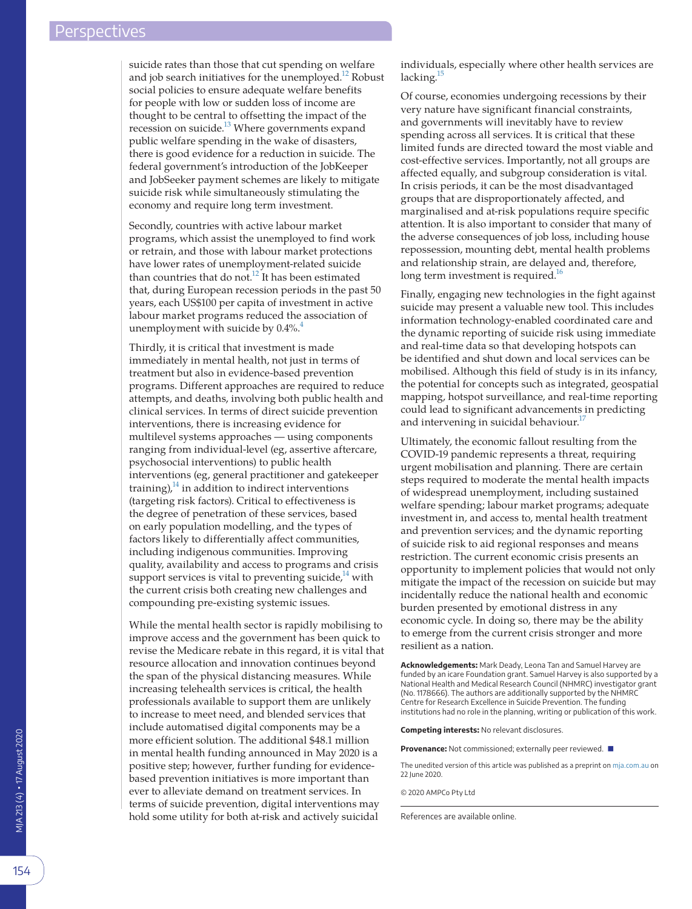suicide rates than those that cut spending on welfare and job search initiatives for the unemployed.[12] Robust social policies to ensure adequate welfare benefits for people with low or sudden loss of income are thought to be central to offsetting the impact of the recession on suicide.[13] Where governments expand public welfare spending in the wake of disasters, there is good evidence for a reduction in suicide. The federal government's introduction of the JobKeeper and JobSeeker payment schemes are likely to mitigate suicide risk while simultaneously stimulating the economy and require long term investment.

Secondly, countries with active labour market programs, which assist the unemployed to find work or retrain, and those with labour market protections have lower rates of unemployment-related suicide than countries that do not.[12] It has been estimated that, during European recession periods in the past 50 years, each US$100 per capita of investment in active labour market programs reduced the association of unemployment with suicide by 0.4%.[4]

Thirdly, it is critical that investment is made immediately in mental health, not just in terms of treatment but also in evidence-based prevention programs. Different approaches are required to reduce attempts, and deaths, involving both public health and clinical services. In terms of direct suicide prevention interventions, there is increasing evidence for multilevel systems approaches — using components ranging from individual-level (eg, assertive aftercare, psychosocial interventions) to public health interventions (eg, general practitioner and gatekeeper training),[14] in addition to indirect interventions (targeting risk factors). Critical to effectiveness is the degree of penetration of these services, based on early population modelling, and the types of factors likely to differentially affect communities, including indigenous communities. Improving quality, availability and access to programs and crisis support services is vital to preventing suicide,[14] with the current crisis both creating new challenges and compounding pre-existing systemic issues.

While the mental health sector is rapidly mobilising to improve access and the government has been quick to revise the Medicare rebate in this regard, it is vital that resource allocation and innovation continues beyond the span of the physical distancing measures. While increasing telehealth services is critical, the health professionals available to support them are unlikely to increase to meet need, and blended services that include automatised digital components may be a more efficient solution. The additional $48.1 million in mental health funding announced in May 2020 is a positive step; however, further funding for evidence-based prevention initiatives is more important than ever to alleviate demand on treatment services. In terms of suicide prevention, digital interventions may hold some utility for both at-risk and actively suicidal individuals, especially where other health services are lacking.[15]

Of course, economies undergoing recessions by their very nature have significant financial constraints, and governments will inevitably have to review spending across all services. It is critical that these limited funds are directed toward the most viable and cost-effective services. Importantly, not all groups are affected equally, and subgroup consideration is vital. In crisis periods, it can be the most disadvantaged groups that are disproportionately affected, and marginalised and at-risk populations require specific attention. It is also important to consider that many of the adverse consequences of job loss, including house repossession, mounting debt, mental health problems and relationship strain, are delayed and, therefore, long term investment is required.[16]

Finally, engaging new technologies in the fight against suicide may present a valuable new tool. This includes information technology-enabled coordinated care and the dynamic reporting of suicide risk using immediate and real-time data so that developing hotspots can be identified and shut down and local services can be mobilised. Although this field of study is in its infancy, the potential for concepts such as integrated, geospatial mapping, hotspot surveillance, and real-time reporting could lead to significant advancements in predicting and intervening in suicidal behaviour.[17]

Ultimately, the economic fallout resulting from the COVID-19 pandemic represents a threat, requiring urgent mobilisation and planning. There are certain steps required to moderate the mental health impacts of widespread unemployment, including sustained welfare spending; labour market programs; adequate investment in, and access to, mental health treatment and prevention services; and the dynamic reporting of suicide risk to aid regional responses and means restriction. The current economic crisis presents an opportunity to implement policies that would not only mitigate the impact of the recession on suicide but may incidentally reduce the national health and economic burden presented by emotional distress in any economic cycle. In doing so, there may be the ability to emerge from the current crisis stronger and more resilient as a nation.

**Acknowledgements:** Mark Deady, Leona Tan and Samuel Harvey are funded by an icare Foundation grant. Samuel Harvey is also supported by a National Health and Medical Research Council (NHMRC) investigator grant (No. 1178666). The authors are additionally supported by the NHMRC Centre for Research Excellence in Suicide Prevention. The funding institutions had no role in the planning, writing or publication of this work.

**Competing interests:** No relevant disclosures.

**Provenance:** Not commissioned; externally peer reviewed. ■

The unedited version of this article was published as a preprint on mja.com.au on 22 June 2020.

© 2020 AMPCo Pty Ltd

References are available online.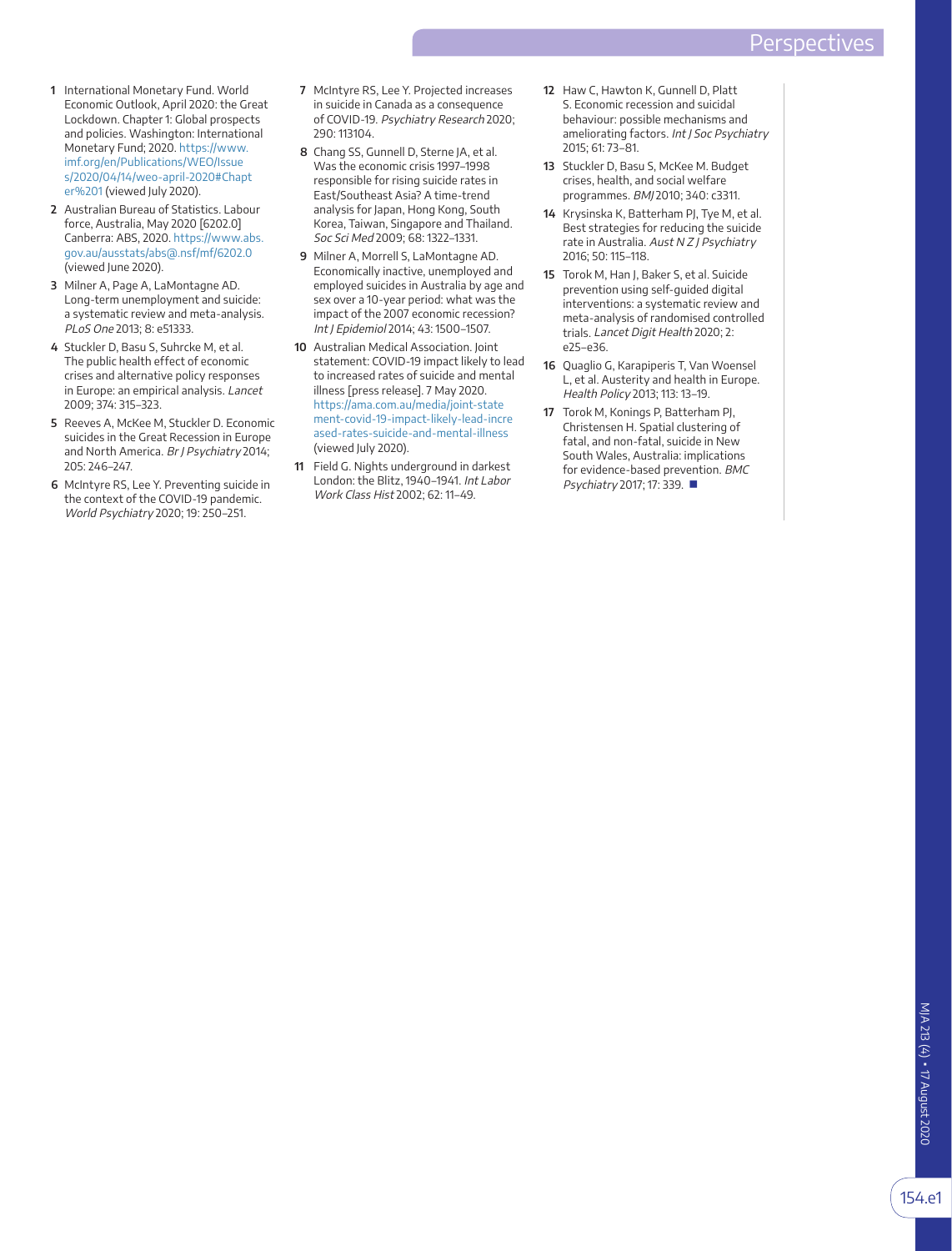1 International Monetary Fund. World Economic Outlook, April 2020: the Great Lockdown. Chapter 1: Global prospects and policies. Washington: International Monetary Fund; 2020. https://www.imf.org/en/Publications/WEO/Issues/2020/04/14/weo-april-2020#Chapter%201 (viewed July 2020).

2 Australian Bureau of Statistics. Labour force, Australia, May 2020 [6202.0] Canberra: ABS, 2020. https://www.abs.gov.au/ausstats/abs@.nsf/mf/6202.0 (viewed June 2020).

3 Milner A, Page A, LaMontagne AD. Long-term unemployment and suicide: a systematic review and meta-analysis. *PLoS One* 2013; 8: e51333.

4 Stuckler D, Basu S, Suhrcke M, et al. The public health effect of economic crises and alternative policy responses in Europe: an empirical analysis. *Lancet* 2009; 374: 315–323.

5 Reeves A, McKee M, Stuckler D. Economic suicides in the Great Recession in Europe and North America. *Br J Psychiatry* 2014; 205: 246–247.

6 McIntyre RS, Lee Y. Preventing suicide in the context of the COVID-19 pandemic. *World Psychiatry* 2020; 19: 250–251.

7 McIntyre RS, Lee Y. Projected increases in suicide in Canada as a consequence of COVID-19. *Psychiatry Research* 2020; 290: 113104.

8 Chang SS, Gunnell D, Sterne JA, et al. Was the economic crisis 1997–1998 responsible for rising suicide rates in East/Southeast Asia? A time-trend analysis for Japan, Hong Kong, South Korea, Taiwan, Singapore and Thailand. *Soc Sci Med* 2009; 68: 1322–1331.

9 Milner A, Morrell S, LaMontagne AD. Economically inactive, unemployed and employed suicides in Australia by age and sex over a 10-year period: what was the impact of the 2007 economic recession? *Int J Epidemiol* 2014; 43: 1500–1507.

10 Australian Medical Association. Joint statement: COVID-19 impact likely to lead to increased rates of suicide and mental illness [press release]. 7 May 2020. https://ama.com.au/media/joint-statement-covid-19-impact-likely-lead-increased-rates-suicide-and-mental-illness (viewed July 2020).

11 Field G. Nights underground in darkest London: the Blitz, 1940–1941. *Int Labor Work Class Hist* 2002; 62: 11–49.

12 Haw C, Hawton K, Gunnell D, Platt S. Economic recession and suicidal behaviour: possible mechanisms and ameliorating factors. *Int J Soc Psychiatry* 2015; 61: 73–81.

13 Stuckler D, Basu S, McKee M. Budget crises, health, and social welfare programmes. *BMJ* 2010; 340: c3311.

14 Krysinska K, Batterham PJ, Tye M, et al. Best strategies for reducing the suicide rate in Australia. *Aust N Z J Psychiatry* 2016; 50: 115–118.

15 Torok M, Han J, Baker S, et al. Suicide prevention using self-guided digital interventions: a systematic review and meta-analysis of randomised controlled trials. *Lancet Digit Health* 2020; 2: e25–e36.

16 Quaglio G, Karapiperis T, Van Woensel L, et al. Austerity and health in Europe. *Health Policy* 2013; 113: 13–19.

17 Torok M, Konings P, Batterham PJ, Christensen H. Spatial clustering of fatal, and non-fatal, suicide in New South Wales, Australia: implications for evidence-based prevention. *BMC Psychiatry* 2017; 17: 339. ■